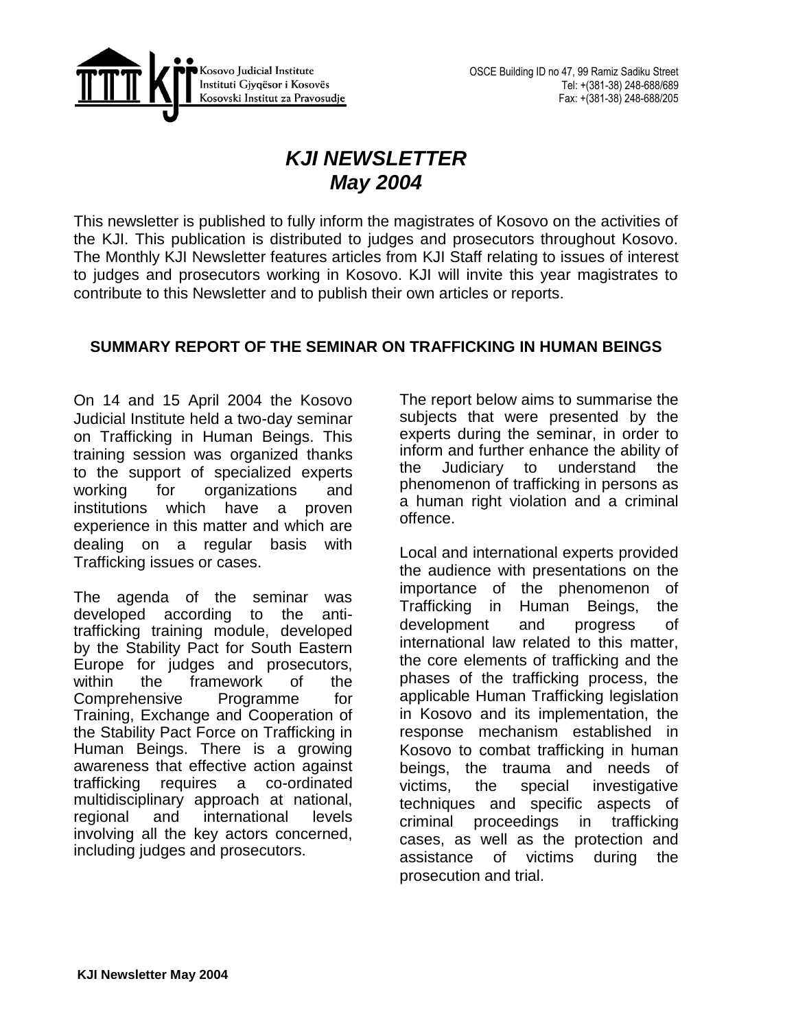Kosovo Judicial Institute
Instituti Gjyqësor i Kosovës
Kosovski Institut za Pravosudje

OSCE Building ID no 47, 99 Ramiz Sadiku Street
Tel: +(381-38) 248-688/689
Fax: +(381-38) 248-688/205

# *KJI NEWSLETTER*
# *May 2004*

This newsletter is published to fully inform the magistrates of Kosovo on the activities of the KJI. This publication is distributed to judges and prosecutors throughout Kosovo. The Monthly KJI Newsletter features articles from KJI Staff relating to issues of interest to judges and prosecutors working in Kosovo. KJI will invite this year magistrates to contribute to this Newsletter and to publish their own articles or reports.

## SUMMARY REPORT OF THE SEMINAR ON TRAFFICKING IN HUMAN BEINGS

On 14 and 15 April 2004 the Kosovo Judicial Institute held a two-day seminar on Trafficking in Human Beings. This training session was organized thanks to the support of specialized experts working for organizations and institutions which have a proven experience in this matter and which are dealing on a regular basis with Trafficking issues or cases.

The agenda of the seminar was developed according to the anti-trafficking training module, developed by the Stability Pact for South Eastern Europe for judges and prosecutors, within the framework of the Comprehensive Programme for Training, Exchange and Cooperation of the Stability Pact Force on Trafficking in Human Beings. There is a growing awareness that effective action against trafficking requires a co-ordinated multidisciplinary approach at national, regional and international levels involving all the key actors concerned, including judges and prosecutors.

The report below aims to summarise the subjects that were presented by the experts during the seminar, in order to inform and further enhance the ability of the Judiciary to understand the phenomenon of trafficking in persons as a human right violation and a criminal offence.

Local and international experts provided the audience with presentations on the importance of the phenomenon of Trafficking in Human Beings, the development and progress of international law related to this matter, the core elements of trafficking and the phases of the trafficking process, the applicable Human Trafficking legislation in Kosovo and its implementation, the response mechanism established in Kosovo to combat trafficking in human beings, the trauma and needs of victims, the special investigative techniques and specific aspects of criminal proceedings in trafficking cases, as well as the protection and assistance of victims during the prosecution and trial.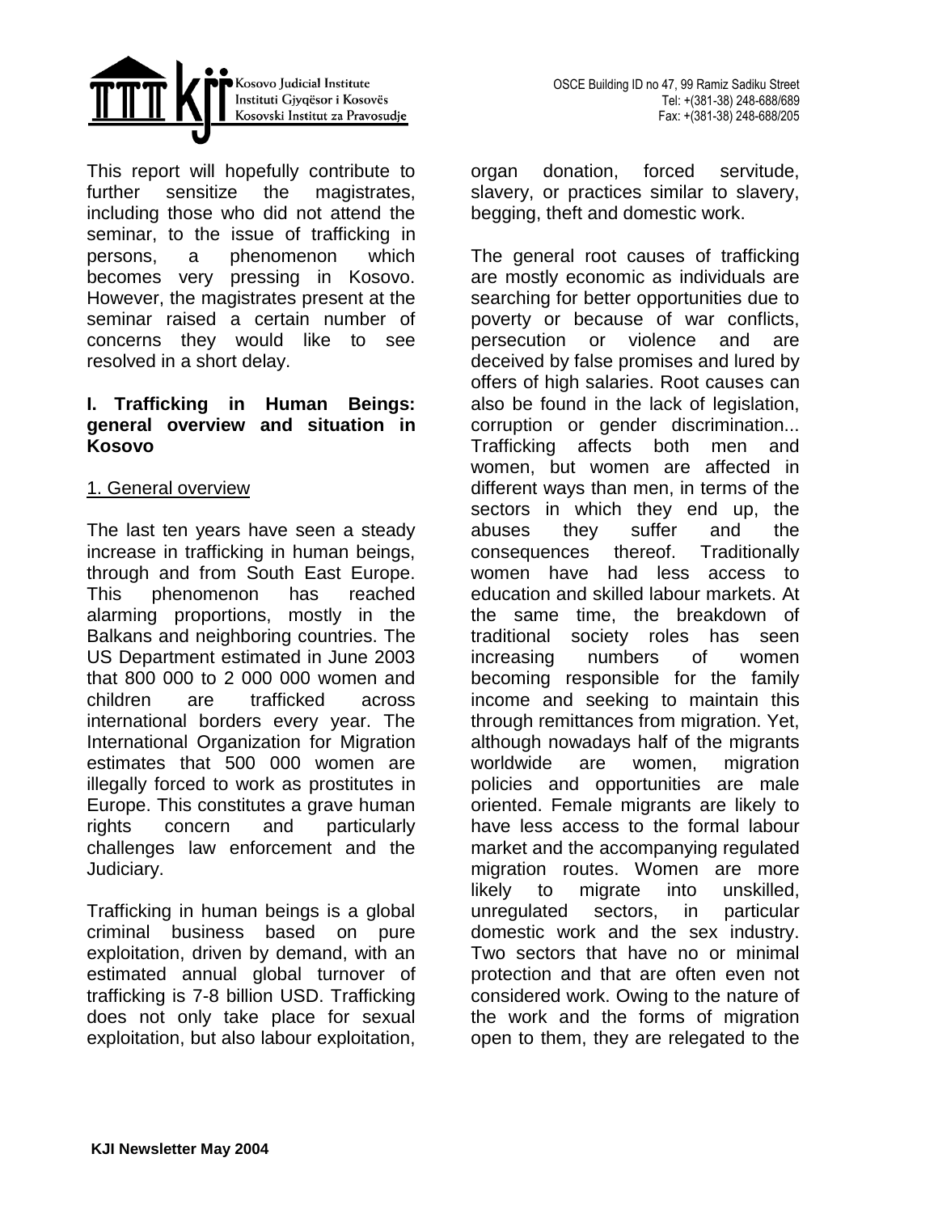This report will hopefully contribute to further sensitize the magistrates, including those who did not attend the seminar, to the issue of trafficking in persons, a phenomenon which becomes very pressing in Kosovo. However, the magistrates present at the seminar raised a certain number of concerns they would like to see resolved in a short delay.

## I. Trafficking in Human Beings: general overview and situation in Kosovo

### 1. General overview

The last ten years have seen a steady increase in trafficking in human beings, through and from South East Europe. This phenomenon has reached alarming proportions, mostly in the Balkans and neighboring countries. The US Department estimated in June 2003 that 800 000 to 2 000 000 women and children are trafficked across international borders every year. The International Organization for Migration estimates that 500 000 women are illegally forced to work as prostitutes in Europe. This constitutes a grave human rights concern and particularly challenges law enforcement and the Judiciary.

Trafficking in human beings is a global criminal business based on pure exploitation, driven by demand, with an estimated annual global turnover of trafficking is 7-8 billion USD. Trafficking does not only take place for sexual exploitation, but also labour exploitation, organ donation, forced servitude, slavery, or practices similar to slavery, begging, theft and domestic work.

The general root causes of trafficking are mostly economic as individuals are searching for better opportunities due to poverty or because of war conflicts, persecution or violence and are deceived by false promises and lured by offers of high salaries. Root causes can also be found in the lack of legislation, corruption or gender discrimination... Trafficking affects both men and women, but women are affected in different ways than men, in terms of the sectors in which they end up, the abuses they suffer and the consequences thereof. Traditionally women have had less access to education and skilled labour markets. At the same time, the breakdown of traditional society roles has seen increasing numbers of women becoming responsible for the family income and seeking to maintain this through remittances from migration. Yet, although nowadays half of the migrants worldwide are women, migration policies and opportunities are male oriented. Female migrants are likely to have less access to the formal labour market and the accompanying regulated migration routes. Women are more likely to migrate into unskilled, unregulated sectors, in particular domestic work and the sex industry. Two sectors that have no or minimal protection and that are often even not considered work. Owing to the nature of the work and the forms of migration open to them, they are relegated to the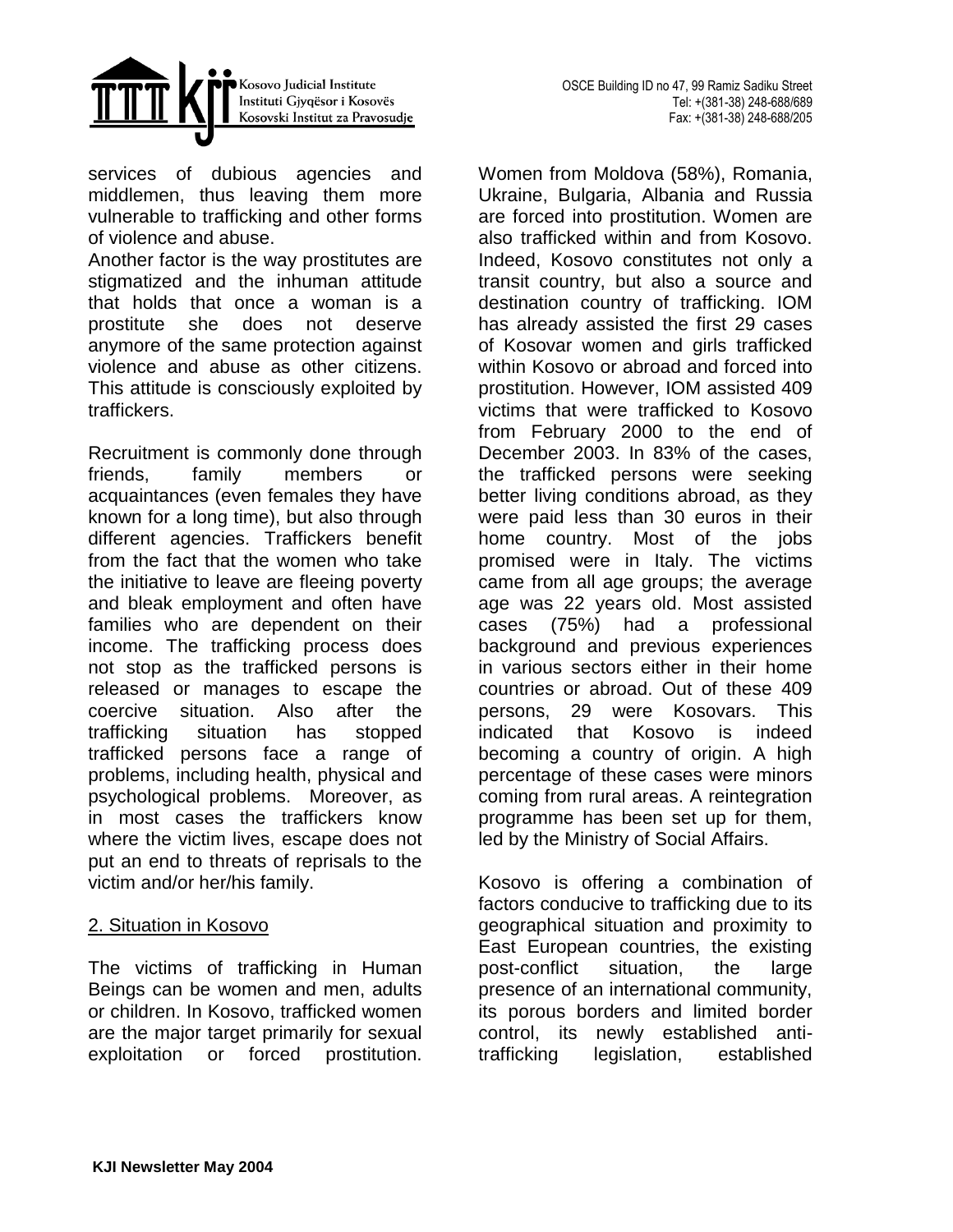services of dubious agencies and middlemen, thus leaving them more vulnerable to trafficking and other forms of violence and abuse.

Another factor is the way prostitutes are stigmatized and the inhuman attitude that holds that once a woman is a prostitute she does not deserve anymore of the same protection against violence and abuse as other citizens. This attitude is consciously exploited by traffickers.

Recruitment is commonly done through friends, family members or acquaintances (even females they have known for a long time), but also through different agencies. Traffickers benefit from the fact that the women who take the initiative to leave are fleeing poverty and bleak employment and often have families who are dependent on their income. The trafficking process does not stop as the trafficked persons is released or manages to escape the coercive situation. Also after the trafficking situation has stopped trafficked persons face a range of problems, including health, physical and psychological problems. Moreover, as in most cases the traffickers know where the victim lives, escape does not put an end to threats of reprisals to the victim and/or her/his family.

2. Situation in Kosovo

The victims of trafficking in Human Beings can be women and men, adults or children. In Kosovo, trafficked women are the major target primarily for sexual exploitation or forced prostitution. Women from Moldova (58%), Romania, Ukraine, Bulgaria, Albania and Russia are forced into prostitution. Women are also trafficked within and from Kosovo. Indeed, Kosovo constitutes not only a transit country, but also a source and destination country of trafficking. IOM has already assisted the first 29 cases of Kosovar women and girls trafficked within Kosovo or abroad and forced into prostitution. However, IOM assisted 409 victims that were trafficked to Kosovo from February 2000 to the end of December 2003. In 83% of the cases, the trafficked persons were seeking better living conditions abroad, as they were paid less than 30 euros in their home country. Most of the jobs promised were in Italy. The victims came from all age groups; the average age was 22 years old. Most assisted cases (75%) had a professional background and previous experiences in various sectors either in their home countries or abroad. Out of these 409 persons, 29 were Kosovars. This indicated that Kosovo is indeed becoming a country of origin. A high percentage of these cases were minors coming from rural areas. A reintegration programme has been set up for them, led by the Ministry of Social Affairs.

Kosovo is offering a combination of factors conducive to trafficking due to its geographical situation and proximity to East European countries, the existing post-conflict situation, the large presence of an international community, its porous borders and limited border control, its newly established anti-trafficking legislation, established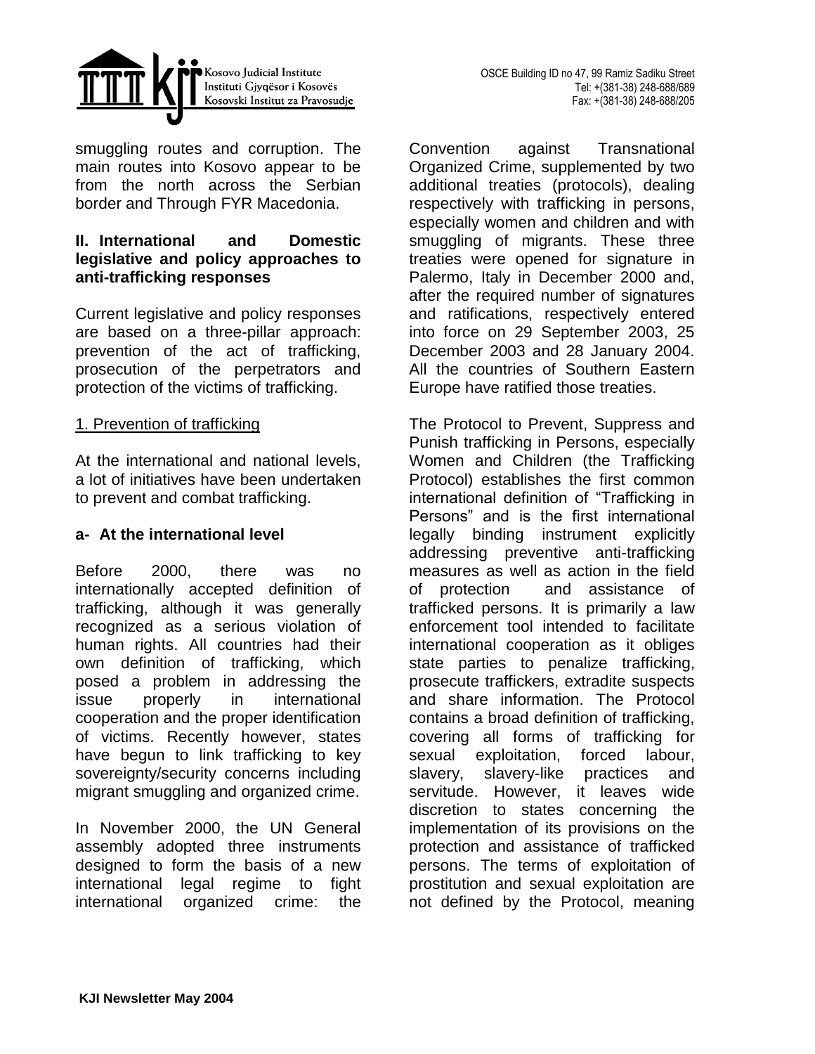smuggling routes and corruption. The main routes into Kosovo appear to be from the north across the Serbian border and Through FYR Macedonia.

## II. International and Domestic legislative and policy approaches to anti-trafficking responses

Current legislative and policy responses are based on a three-pillar approach: prevention of the act of trafficking, prosecution of the perpetrators and protection of the victims of trafficking.

### 1. Prevention of trafficking

At the international and national levels, a lot of initiatives have been undertaken to prevent and combat trafficking.

#### a- At the international level

Before 2000, there was no internationally accepted definition of trafficking, although it was generally recognized as a serious violation of human rights. All countries had their own definition of trafficking, which posed a problem in addressing the issue properly in international cooperation and the proper identification of victims. Recently however, states have begun to link trafficking to key sovereignty/security concerns including migrant smuggling and organized crime.

In November 2000, the UN General assembly adopted three instruments designed to form the basis of a new international legal regime to fight international organized crime: the Convention against Transnational Organized Crime, supplemented by two additional treaties (protocols), dealing respectively with trafficking in persons, especially women and children and with smuggling of migrants. These three treaties were opened for signature in Palermo, Italy in December 2000 and, after the required number of signatures and ratifications, respectively entered into force on 29 September 2003, 25 December 2003 and 28 January 2004. All the countries of Southern Eastern Europe have ratified those treaties.

The Protocol to Prevent, Suppress and Punish trafficking in Persons, especially Women and Children (the Trafficking Protocol) establishes the first common international definition of "Trafficking in Persons" and is the first international legally binding instrument explicitly addressing preventive anti-trafficking measures as well as action in the field of protection and assistance of trafficked persons. It is primarily a law enforcement tool intended to facilitate international cooperation as it obliges state parties to penalize trafficking, prosecute traffickers, extradite suspects and share information. The Protocol contains a broad definition of trafficking, covering all forms of trafficking for sexual exploitation, forced labour, slavery, slavery-like practices and servitude. However, it leaves wide discretion to states concerning the implementation of its provisions on the protection and assistance of trafficked persons. The terms of exploitation of prostitution and sexual exploitation are not defined by the Protocol, meaning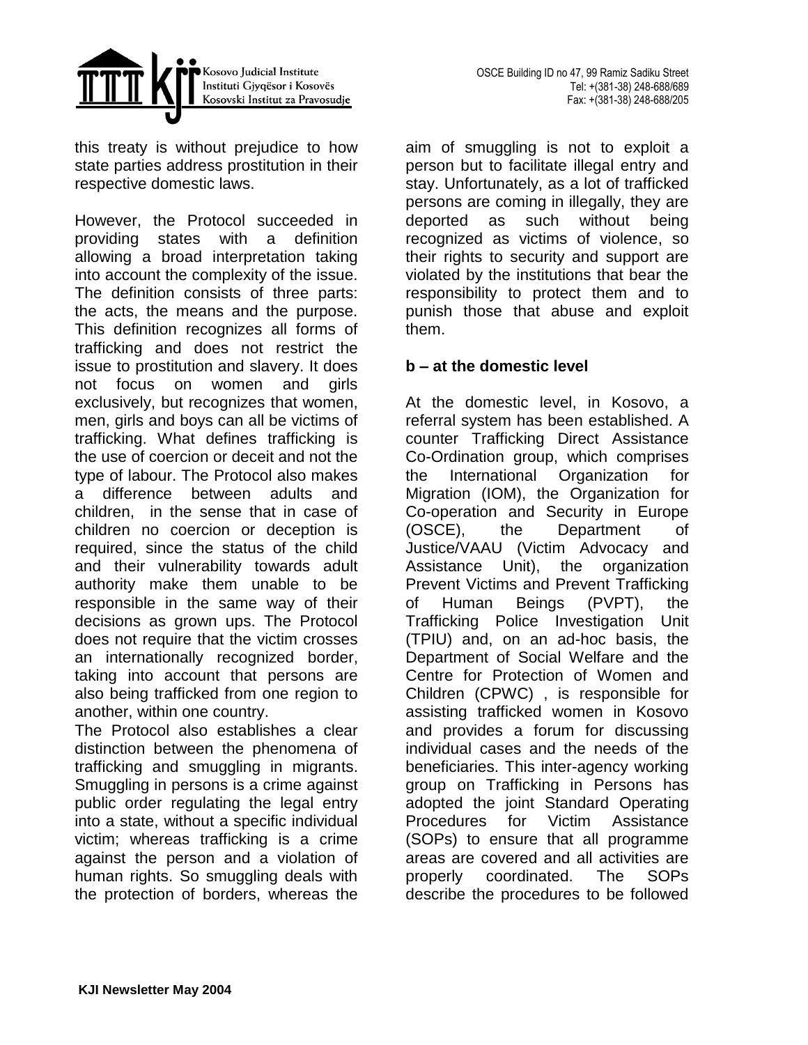this treaty is without prejudice to how state parties address prostitution in their respective domestic laws.

However, the Protocol succeeded in providing states with a definition allowing a broad interpretation taking into account the complexity of the issue. The definition consists of three parts: the acts, the means and the purpose. This definition recognizes all forms of trafficking and does not restrict the issue to prostitution and slavery. It does not focus on women and girls exclusively, but recognizes that women, men, girls and boys can all be victims of trafficking. What defines trafficking is the use of coercion or deceit and not the type of labour. The Protocol also makes a difference between adults and children, in the sense that in case of children no coercion or deception is required, since the status of the child and their vulnerability towards adult authority make them unable to be responsible in the same way of their decisions as grown ups. The Protocol does not require that the victim crosses an internationally recognized border, taking into account that persons are also being trafficked from one region to another, within one country.

The Protocol also establishes a clear distinction between the phenomena of trafficking and smuggling in migrants. Smuggling in persons is a crime against public order regulating the legal entry into a state, without a specific individual victim; whereas trafficking is a crime against the person and a violation of human rights. So smuggling deals with the protection of borders, whereas the aim of smuggling is not to exploit a person but to facilitate illegal entry and stay. Unfortunately, as a lot of trafficked persons are coming in illegally, they are deported as such without being recognized as victims of violence, so their rights to security and support are violated by the institutions that bear the responsibility to protect them and to punish those that abuse and exploit them.

**b – at the domestic level**

At the domestic level, in Kosovo, a referral system has been established. A counter Trafficking Direct Assistance Co-Ordination group, which comprises the International Organization for Migration (IOM), the Organization for Co-operation and Security in Europe (OSCE), the Department of Justice/VAAU (Victim Advocacy and Assistance Unit), the organization Prevent Victims and Prevent Trafficking of Human Beings (PVPT), the Trafficking Police Investigation Unit (TPIU) and, on an ad-hoc basis, the Department of Social Welfare and the Centre for Protection of Women and Children (CPWC) , is responsible for assisting trafficked women in Kosovo and provides a forum for discussing individual cases and the needs of the beneficiaries. This inter-agency working group on Trafficking in Persons has adopted the joint Standard Operating Procedures for Victim Assistance (SOPs) to ensure that all programme areas are covered and all activities are properly coordinated. The SOPs describe the procedures to be followed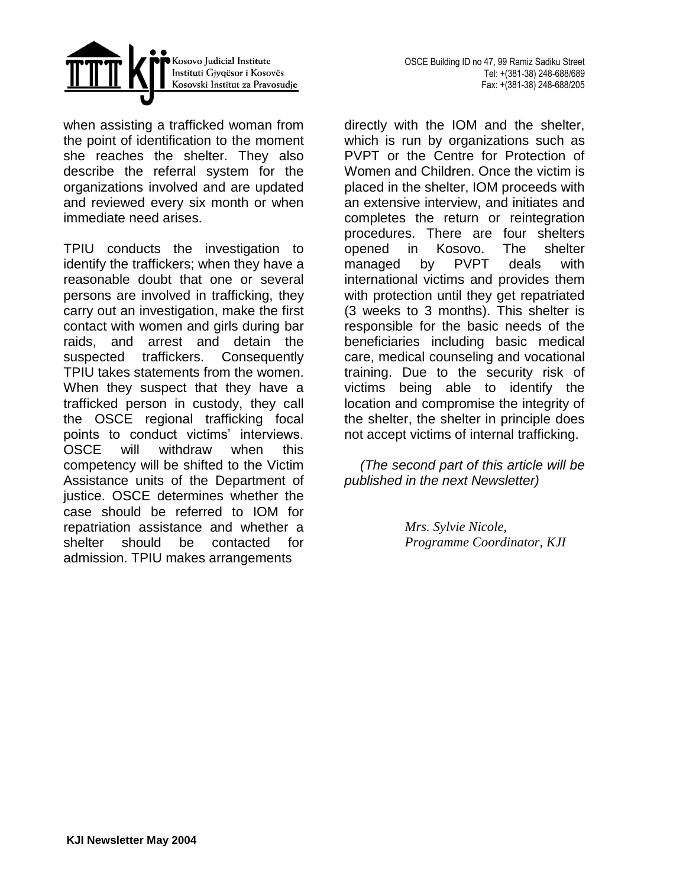when assisting a trafficked woman from the point of identification to the moment she reaches the shelter. They also describe the referral system for the organizations involved and are updated and reviewed every six month or when immediate need arises.

TPIU conducts the investigation to identify the traffickers; when they have a reasonable doubt that one or several persons are involved in trafficking, they carry out an investigation, make the first contact with women and girls during bar raids, and arrest and detain the suspected traffickers. Consequently TPIU takes statements from the women. When they suspect that they have a trafficked person in custody, they call the OSCE regional trafficking focal points to conduct victims' interviews. OSCE will withdraw when this competency will be shifted to the Victim Assistance units of the Department of justice. OSCE determines whether the case should be referred to IOM for repatriation assistance and whether a shelter should be contacted for admission. TPIU makes arrangements directly with the IOM and the shelter, which is run by organizations such as PVPT or the Centre for Protection of Women and Children. Once the victim is placed in the shelter, IOM proceeds with an extensive interview, and initiates and completes the return or reintegration procedures. There are four shelters opened in Kosovo. The shelter managed by PVPT deals with international victims and provides them with protection until they get repatriated (3 weeks to 3 months). This shelter is responsible for the basic needs of the beneficiaries including basic medical care, medical counseling and vocational training. Due to the security risk of victims being able to identify the location and compromise the integrity of the shelter, the shelter in principle does not accept victims of internal trafficking.

*(The second part of this article will be published in the next Newsletter)*

*Mrs. Sylvie Nicole,*
*Programme Coordinator, KJI*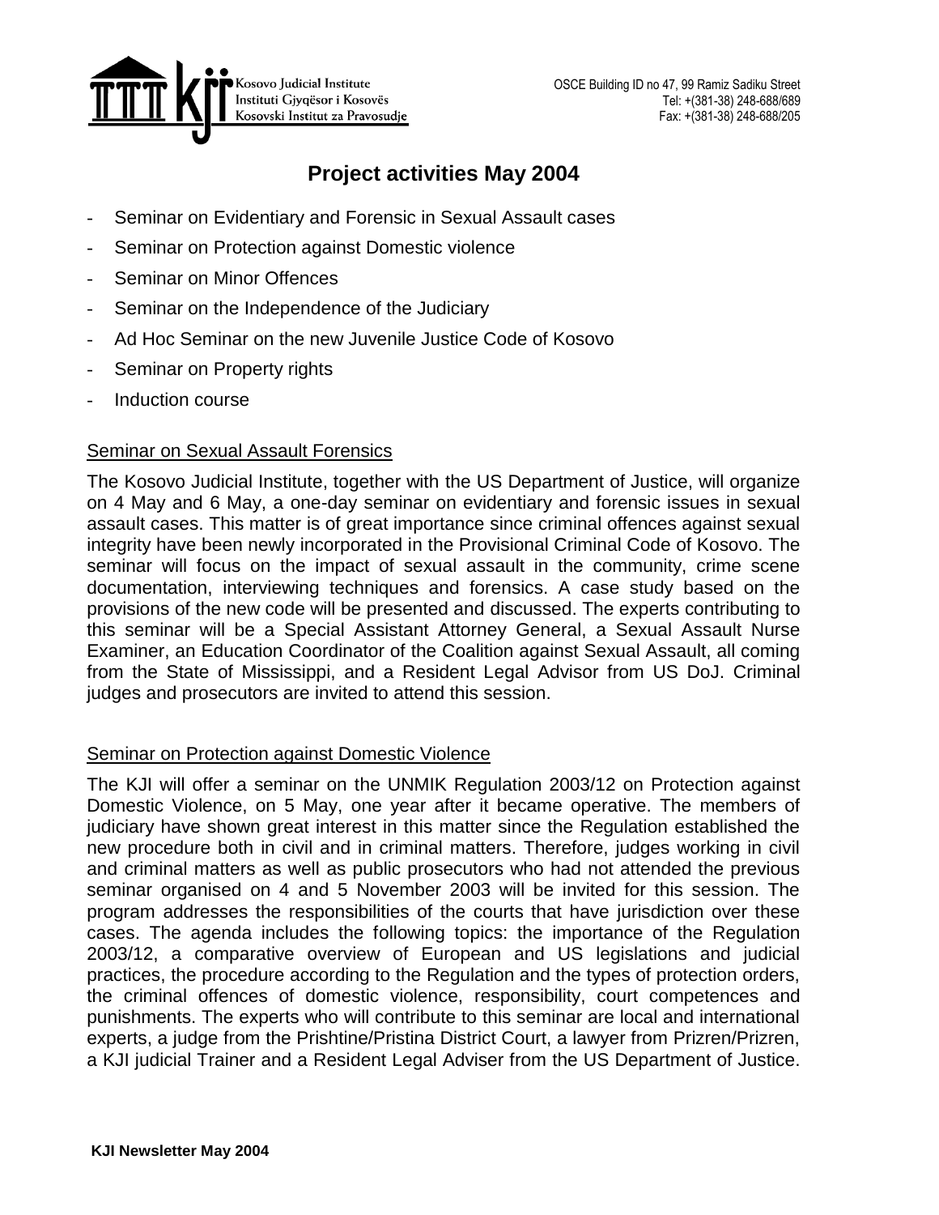Kosovo Judicial Institute
Instituti Gjyqësor i Kosovës
Kosovski Institut za Pravosudje

OSCE Building ID no 47, 99 Ramiz Sadiku Street
Tel: +(381-38) 248-688/689
Fax: +(381-38) 248-688/205

# Project activities May 2004

- Seminar on Evidentiary and Forensic in Sexual Assault cases
- Seminar on Protection against Domestic violence
- Seminar on Minor Offences
- Seminar on the Independence of the Judiciary
- Ad Hoc Seminar on the new Juvenile Justice Code of Kosovo
- Seminar on Property rights
- Induction course

## Seminar on Sexual Assault Forensics

The Kosovo Judicial Institute, together with the US Department of Justice, will organize on 4 May and 6 May, a one-day seminar on evidentiary and forensic issues in sexual assault cases. This matter is of great importance since criminal offences against sexual integrity have been newly incorporated in the Provisional Criminal Code of Kosovo. The seminar will focus on the impact of sexual assault in the community, crime scene documentation, interviewing techniques and forensics. A case study based on the provisions of the new code will be presented and discussed. The experts contributing to this seminar will be a Special Assistant Attorney General, a Sexual Assault Nurse Examiner, an Education Coordinator of the Coalition against Sexual Assault, all coming from the State of Mississippi, and a Resident Legal Advisor from US DoJ. Criminal judges and prosecutors are invited to attend this session.

## Seminar on Protection against Domestic Violence

The KJI will offer a seminar on the UNMIK Regulation 2003/12 on Protection against Domestic Violence, on 5 May, one year after it became operative. The members of judiciary have shown great interest in this matter since the Regulation established the new procedure both in civil and in criminal matters. Therefore, judges working in civil and criminal matters as well as public prosecutors who had not attended the previous seminar organised on 4 and 5 November 2003 will be invited for this session. The program addresses the responsibilities of the courts that have jurisdiction over these cases. The agenda includes the following topics: the importance of the Regulation 2003/12, a comparative overview of European and US legislations and judicial practices, the procedure according to the Regulation and the types of protection orders, the criminal offences of domestic violence, responsibility, court competences and punishments. The experts who will contribute to this seminar are local and international experts, a judge from the Prishtine/Pristina District Court, a lawyer from Prizren/Prizren, a KJI judicial Trainer and a Resident Legal Adviser from the US Department of Justice.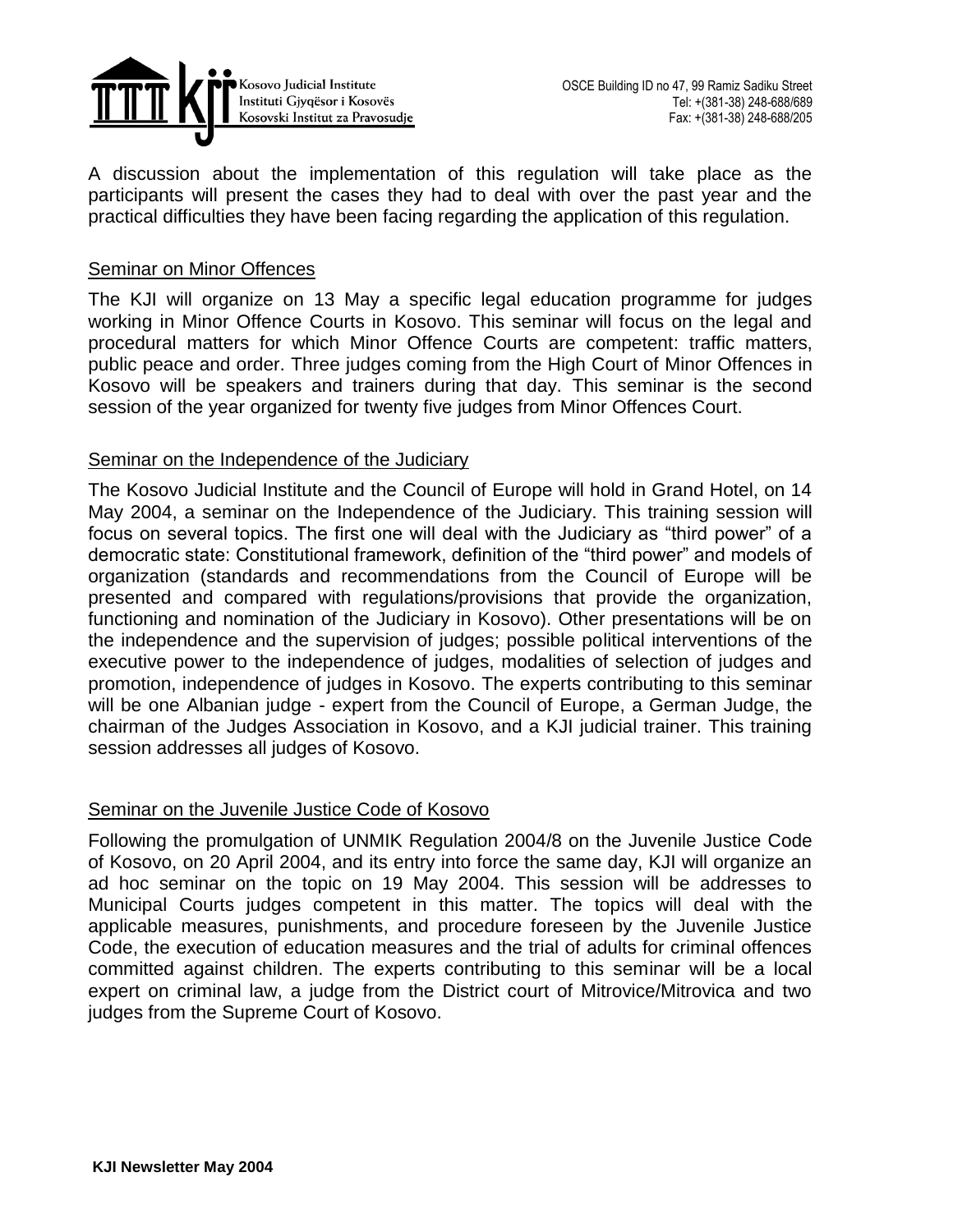A discussion about the implementation of this regulation will take place as the participants will present the cases they had to deal with over the past year and the practical difficulties they have been facing regarding the application of this regulation.

## Seminar on Minor Offences

The KJI will organize on 13 May a specific legal education programme for judges working in Minor Offence Courts in Kosovo. This seminar will focus on the legal and procedural matters for which Minor Offence Courts are competent: traffic matters, public peace and order. Three judges coming from the High Court of Minor Offences in Kosovo will be speakers and trainers during that day. This seminar is the second session of the year organized for twenty five judges from Minor Offences Court.

## Seminar on the Independence of the Judiciary

The Kosovo Judicial Institute and the Council of Europe will hold in Grand Hotel, on 14 May 2004, a seminar on the Independence of the Judiciary. This training session will focus on several topics. The first one will deal with the Judiciary as "third power" of a democratic state: Constitutional framework, definition of the "third power" and models of organization (standards and recommendations from the Council of Europe will be presented and compared with regulations/provisions that provide the organization, functioning and nomination of the Judiciary in Kosovo). Other presentations will be on the independence and the supervision of judges; possible political interventions of the executive power to the independence of judges, modalities of selection of judges and promotion, independence of judges in Kosovo. The experts contributing to this seminar will be one Albanian judge - expert from the Council of Europe, a German Judge, the chairman of the Judges Association in Kosovo, and a KJI judicial trainer. This training session addresses all judges of Kosovo.

## Seminar on the Juvenile Justice Code of Kosovo

Following the promulgation of UNMIK Regulation 2004/8 on the Juvenile Justice Code of Kosovo, on 20 April 2004, and its entry into force the same day, KJI will organize an ad hoc seminar on the topic on 19 May 2004. This session will be addresses to Municipal Courts judges competent in this matter. The topics will deal with the applicable measures, punishments, and procedure foreseen by the Juvenile Justice Code, the execution of education measures and the trial of adults for criminal offences committed against children. The experts contributing to this seminar will be a local expert on criminal law, a judge from the District court of Mitrovice/Mitrovica and two judges from the Supreme Court of Kosovo.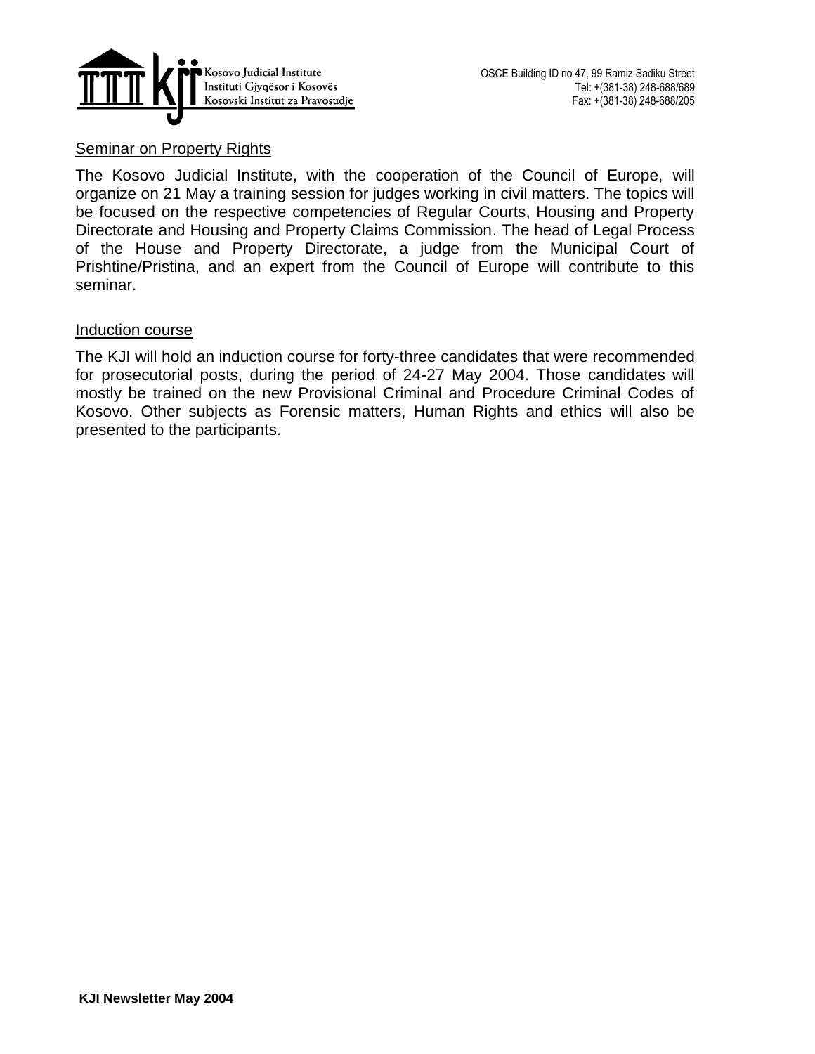Kosovo Judicial Institute
Instituti Gjyqësor i Kosovës
Kosovski Institut za Pravosudje

OSCE Building ID no 47, 99 Ramiz Sadiku Street
Tel: +(381-38) 248-688/689
Fax: +(381-38) 248-688/205

## Seminar on Property Rights

The Kosovo Judicial Institute, with the cooperation of the Council of Europe, will organize on 21 May a training session for judges working in civil matters. The topics will be focused on the respective competencies of Regular Courts, Housing and Property Directorate and Housing and Property Claims Commission. The head of Legal Process of the House and Property Directorate, a judge from the Municipal Court of Prishtine/Pristina, and an expert from the Council of Europe will contribute to this seminar.

## Induction course

The KJI will hold an induction course for forty-three candidates that were recommended for prosecutorial posts, during the period of 24-27 May 2004. Those candidates will mostly be trained on the new Provisional Criminal and Procedure Criminal Codes of Kosovo. Other subjects as Forensic matters, Human Rights and ethics will also be presented to the participants.